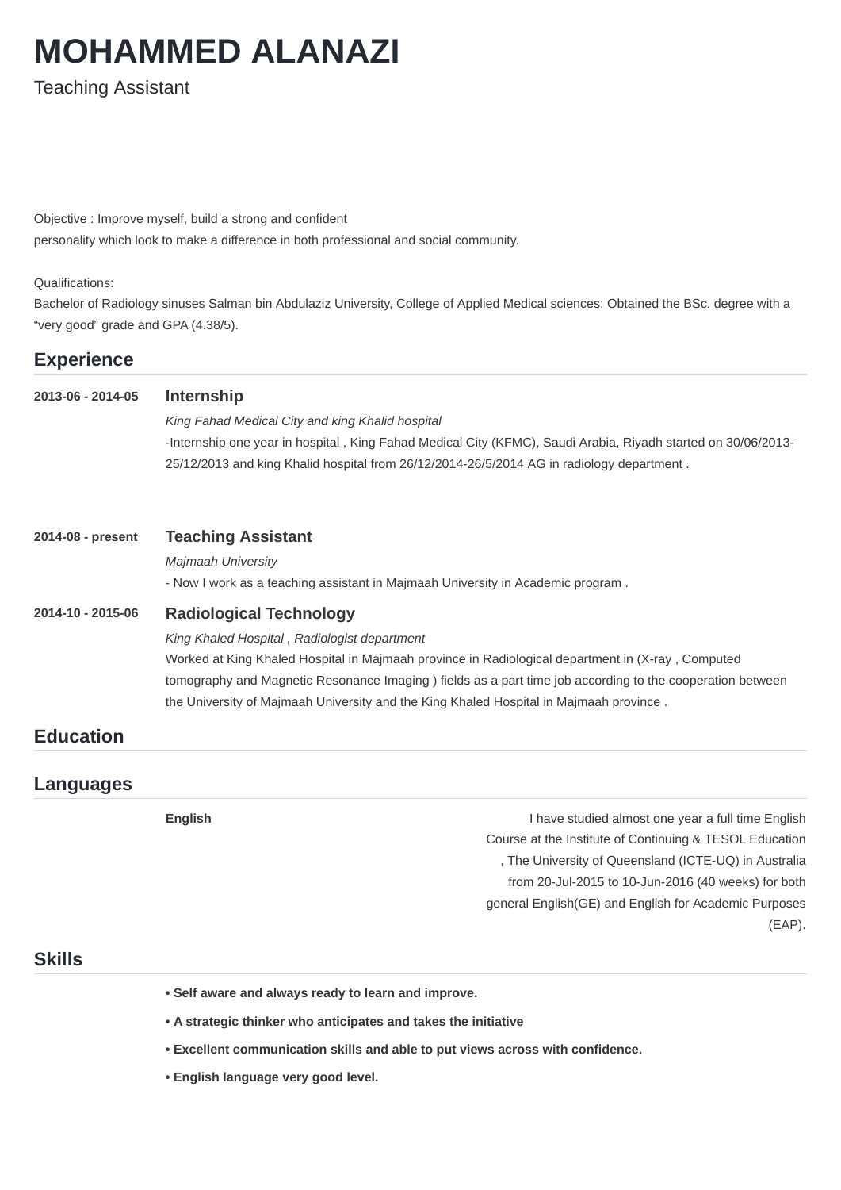# MOHAMMED ALANAZI

Teaching Assistant

Objective : Improve myself, build a strong and confident
personality which look to make a difference in both professional and social community.

Qualifications:
Bachelor of Radiology sinuses Salman bin Abdulaziz University, College of Applied Medical sciences: Obtained the BSc. degree with a "very good" grade and GPA (4.38/5).

## Experience

**2013-06 - 2014-05**

### Internship

*King Fahad Medical City and king Khalid hospital*

-Internship one year in hospital , King Fahad Medical City (KFMC), Saudi Arabia, Riyadh started on 30/06/2013-25/12/2013 and king Khalid hospital from 26/12/2014-26/5/2014 AG in radiology department .

**2014-08 - present**

### Teaching Assistant

*Majmaah University*

- Now I work as a teaching assistant in Majmaah University in Academic program .

**2014-10 - 2015-06**

### Radiological Technology

*King Khaled Hospital , Radiologist department*

Worked at King Khaled Hospital in Majmaah province in Radiological department in (X-ray , Computed tomography and Magnetic Resonance Imaging ) fields as a part time job according to the cooperation between the University of Majmaah University and the King Khaled Hospital in Majmaah province .

## Education

## Languages

**English**

I have studied almost one year a full time English Course at the Institute of Continuing & TESOL Education , The University of Queensland (ICTE-UQ) in Australia from 20-Jul-2015 to 10-Jun-2016 (40 weeks) for both general English(GE) and English for Academic Purposes (EAP).

## Skills

**• Self aware and always ready to learn and improve.**

**• A strategic thinker who anticipates and takes the initiative**

**• Excellent communication skills and able to put views across with confidence.**

**• English language very good level.**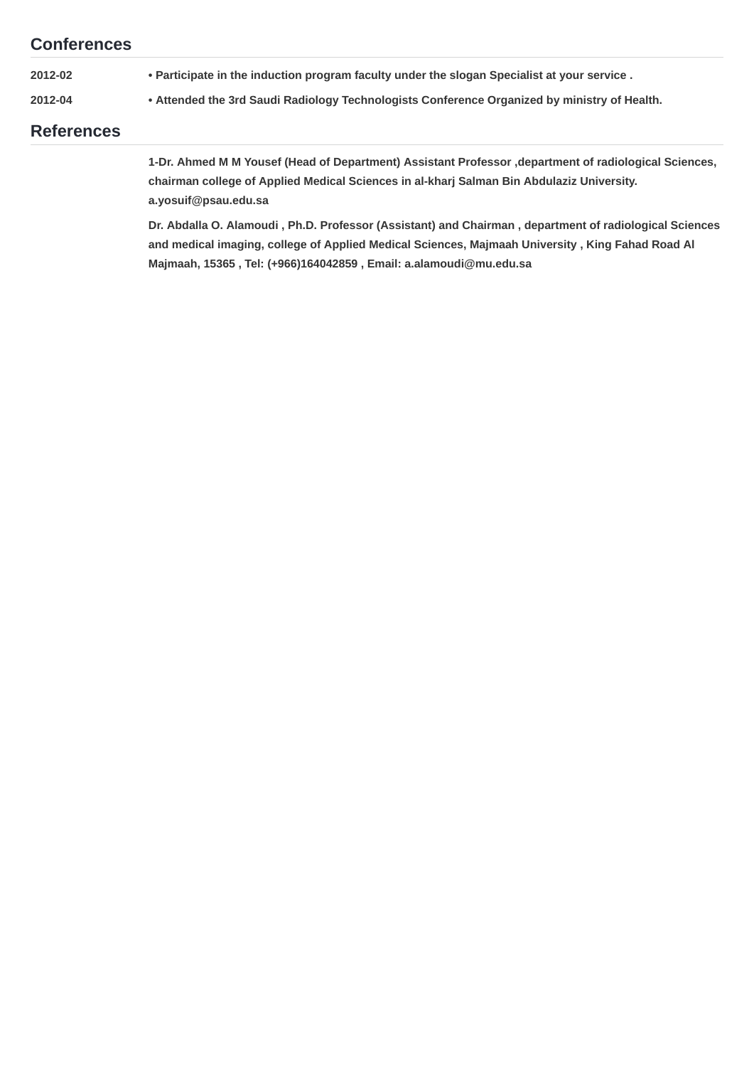## Conferences

**2012-02** • **Participate in the induction program faculty under the slogan Specialist at your service .**

**2012-04** • **Attended the 3rd Saudi Radiology Technologists Conference Organized by ministry of Health.**

## References

**1-Dr. Ahmed M M Yousef (Head of Department) Assistant Professor ,department of radiological Sciences, chairman college of Applied Medical Sciences in al-kharj Salman Bin Abdulaziz University. a.yosuif@psau.edu.sa**

**Dr. Abdalla O. Alamoudi , Ph.D. Professor (Assistant) and Chairman , department of radiological Sciences and medical imaging, college of Applied Medical Sciences, Majmaah University , King Fahad Road Al Majmaah, 15365 , Tel: (+966)164042859 , Email: a.alamoudi@mu.edu.sa**